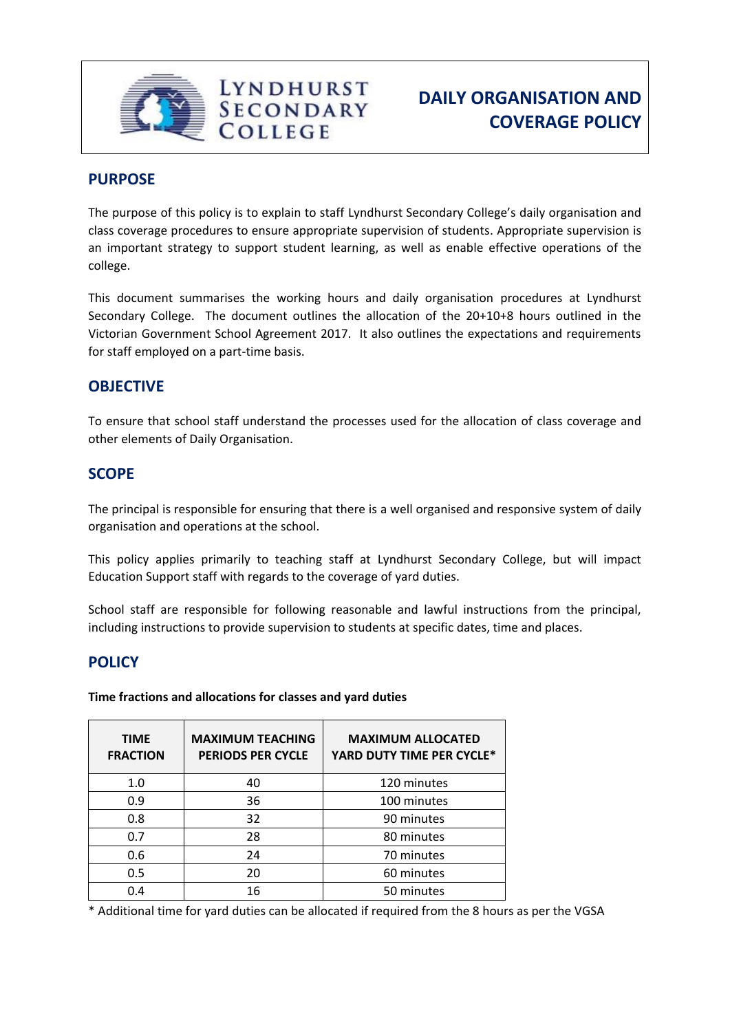Lyndhurst Secondary College

# DAILY ORGANISATION AND COVERAGE POLICY

## PURPOSE

The purpose of this policy is to explain to staff Lyndhurst Secondary College's daily organisation and class coverage procedures to ensure appropriate supervision of students. Appropriate supervision is an important strategy to support student learning, as well as enable effective operations of the college.

This document summarises the working hours and daily organisation procedures at Lyndhurst Secondary College. The document outlines the allocation of the 20+10+8 hours outlined in the Victorian Government School Agreement 2017. It also outlines the expectations and requirements for staff employed on a part-time basis.

## OBJECTIVE

To ensure that school staff understand the processes used for the allocation of class coverage and other elements of Daily Organisation.

## SCOPE

The principal is responsible for ensuring that there is a well organised and responsive system of daily organisation and operations at the school.

This policy applies primarily to teaching staff at Lyndhurst Secondary College, but will impact Education Support staff with regards to the coverage of yard duties.

School staff are responsible for following reasonable and lawful instructions from the principal, including instructions to provide supervision to students at specific dates, time and places.

## POLICY

**Time fractions and allocations for classes and yard duties**

| TIME FRACTION | MAXIMUM TEACHING PERIODS PER CYCLE | MAXIMUM ALLOCATED YARD DUTY TIME PER CYCLE* |
|---|---|---|
| 1.0 | 40 | 120 minutes |
| 0.9 | 36 | 100 minutes |
| 0.8 | 32 | 90 minutes |
| 0.7 | 28 | 80 minutes |
| 0.6 | 24 | 70 minutes |
| 0.5 | 20 | 60 minutes |
| 0.4 | 16 | 50 minutes |

* Additional time for yard duties can be allocated if required from the 8 hours as per the VGSA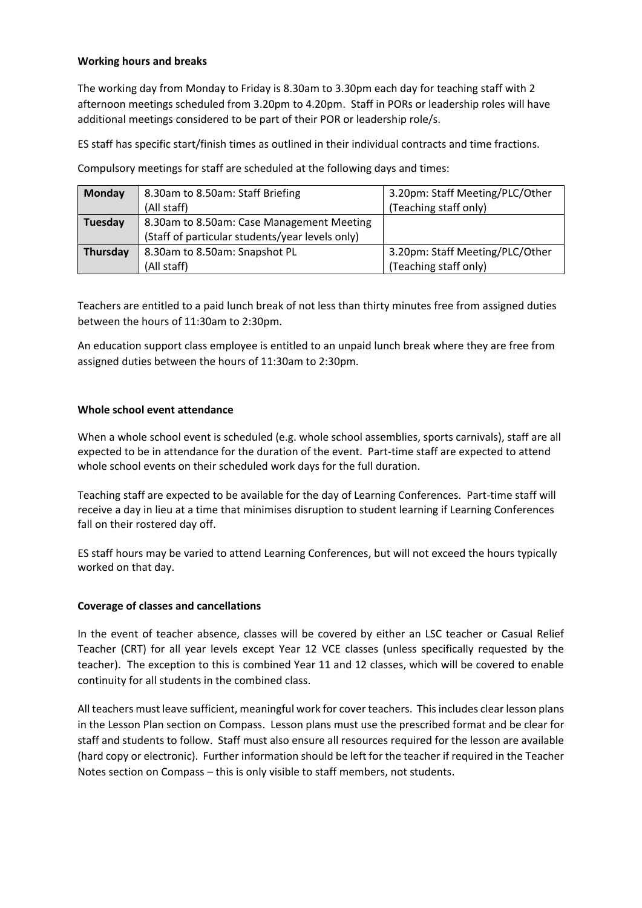**Working hours and breaks**

The working day from Monday to Friday is 8.30am to 3.30pm each day for teaching staff with 2 afternoon meetings scheduled from 3.20pm to 4.20pm. Staff in PORs or leadership roles will have additional meetings considered to be part of their POR or leadership role/s.

ES staff has specific start/finish times as outlined in their individual contracts and time fractions.

Compulsory meetings for staff are scheduled at the following days and times:

| **Monday** | 8.30am to 8.50am: Staff Briefing (All staff) | 3.20pm: Staff Meeting/PLC/Other (Teaching staff only) |
|---|---|---|
| **Tuesday** | 8.30am to 8.50am: Case Management Meeting (Staff of particular students/year levels only) | |
| **Thursday** | 8.30am to 8.50am: Snapshot PL (All staff) | 3.20pm: Staff Meeting/PLC/Other (Teaching staff only) |

Teachers are entitled to a paid lunch break of not less than thirty minutes free from assigned duties between the hours of 11:30am to 2:30pm.

An education support class employee is entitled to an unpaid lunch break where they are free from assigned duties between the hours of 11:30am to 2:30pm.

**Whole school event attendance**

When a whole school event is scheduled (e.g. whole school assemblies, sports carnivals), staff are all expected to be in attendance for the duration of the event. Part-time staff are expected to attend whole school events on their scheduled work days for the full duration.

Teaching staff are expected to be available for the day of Learning Conferences. Part-time staff will receive a day in lieu at a time that minimises disruption to student learning if Learning Conferences fall on their rostered day off.

ES staff hours may be varied to attend Learning Conferences, but will not exceed the hours typically worked on that day.

**Coverage of classes and cancellations**

In the event of teacher absence, classes will be covered by either an LSC teacher or Casual Relief Teacher (CRT) for all year levels except Year 12 VCE classes (unless specifically requested by the teacher). The exception to this is combined Year 11 and 12 classes, which will be covered to enable continuity for all students in the combined class.

All teachers must leave sufficient, meaningful work for cover teachers. This includes clear lesson plans in the Lesson Plan section on Compass. Lesson plans must use the prescribed format and be clear for staff and students to follow. Staff must also ensure all resources required for the lesson are available (hard copy or electronic). Further information should be left for the teacher if required in the Teacher Notes section on Compass – this is only visible to staff members, not students.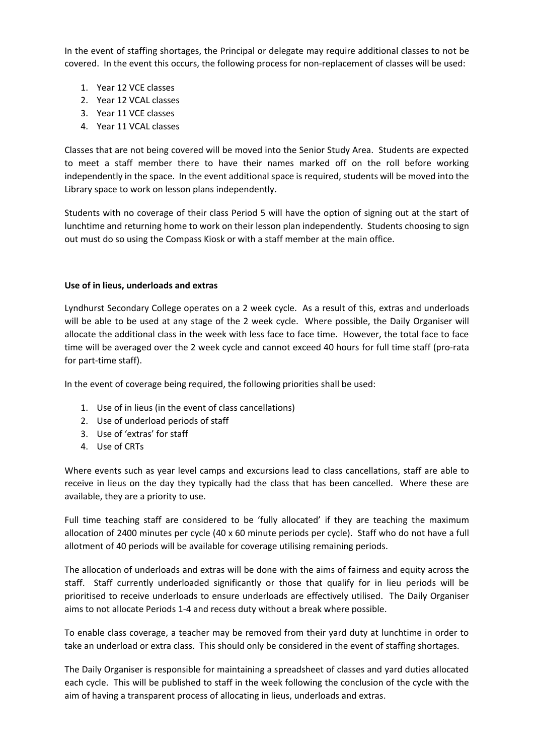In the event of staffing shortages, the Principal or delegate may require additional classes to not be covered. In the event this occurs, the following process for non-replacement of classes will be used:

1. Year 12 VCE classes
2. Year 12 VCAL classes
3. Year 11 VCE classes
4. Year 11 VCAL classes

Classes that are not being covered will be moved into the Senior Study Area. Students are expected to meet a staff member there to have their names marked off on the roll before working independently in the space. In the event additional space is required, students will be moved into the Library space to work on lesson plans independently.

Students with no coverage of their class Period 5 will have the option of signing out at the start of lunchtime and returning home to work on their lesson plan independently. Students choosing to sign out must do so using the Compass Kiosk or with a staff member at the main office.

**Use of in lieus, underloads and extras**

Lyndhurst Secondary College operates on a 2 week cycle. As a result of this, extras and underloads will be able to be used at any stage of the 2 week cycle. Where possible, the Daily Organiser will allocate the additional class in the week with less face to face time. However, the total face to face time will be averaged over the 2 week cycle and cannot exceed 40 hours for full time staff (pro-rata for part-time staff).

In the event of coverage being required, the following priorities shall be used:

1. Use of in lieus (in the event of class cancellations)
2. Use of underload periods of staff
3. Use of 'extras' for staff
4. Use of CRTs

Where events such as year level camps and excursions lead to class cancellations, staff are able to receive in lieus on the day they typically had the class that has been cancelled. Where these are available, they are a priority to use.

Full time teaching staff are considered to be 'fully allocated' if they are teaching the maximum allocation of 2400 minutes per cycle (40 x 60 minute periods per cycle). Staff who do not have a full allotment of 40 periods will be available for coverage utilising remaining periods.

The allocation of underloads and extras will be done with the aims of fairness and equity across the staff. Staff currently underloaded significantly or those that qualify for in lieu periods will be prioritised to receive underloads to ensure underloads are effectively utilised. The Daily Organiser aims to not allocate Periods 1-4 and recess duty without a break where possible.

To enable class coverage, a teacher may be removed from their yard duty at lunchtime in order to take an underload or extra class. This should only be considered in the event of staffing shortages.

The Daily Organiser is responsible for maintaining a spreadsheet of classes and yard duties allocated each cycle. This will be published to staff in the week following the conclusion of the cycle with the aim of having a transparent process of allocating in lieus, underloads and extras.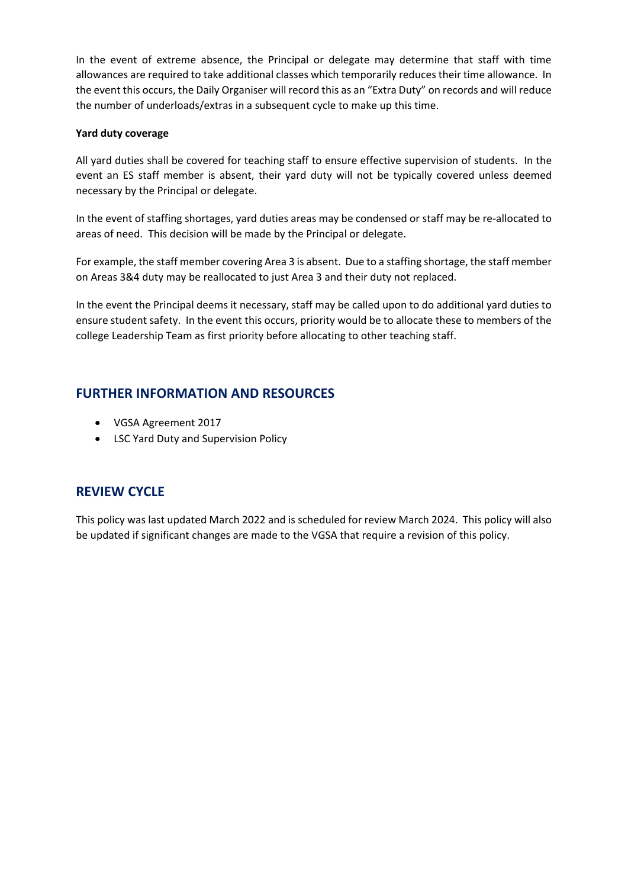In the event of extreme absence, the Principal or delegate may determine that staff with time allowances are required to take additional classes which temporarily reduces their time allowance. In the event this occurs, the Daily Organiser will record this as an "Extra Duty" on records and will reduce the number of underloads/extras in a subsequent cycle to make up this time.

**Yard duty coverage**

All yard duties shall be covered for teaching staff to ensure effective supervision of students. In the event an ES staff member is absent, their yard duty will not be typically covered unless deemed necessary by the Principal or delegate.

In the event of staffing shortages, yard duties areas may be condensed or staff may be re-allocated to areas of need. This decision will be made by the Principal or delegate.

For example, the staff member covering Area 3 is absent. Due to a staffing shortage, the staff member on Areas 3&4 duty may be reallocated to just Area 3 and their duty not replaced.

In the event the Principal deems it necessary, staff may be called upon to do additional yard duties to ensure student safety. In the event this occurs, priority would be to allocate these to members of the college Leadership Team as first priority before allocating to other teaching staff.

## FURTHER INFORMATION AND RESOURCES

- VGSA Agreement 2017
- LSC Yard Duty and Supervision Policy

## REVIEW CYCLE

This policy was last updated March 2022 and is scheduled for review March 2024. This policy will also be updated if significant changes are made to the VGSA that require a revision of this policy.